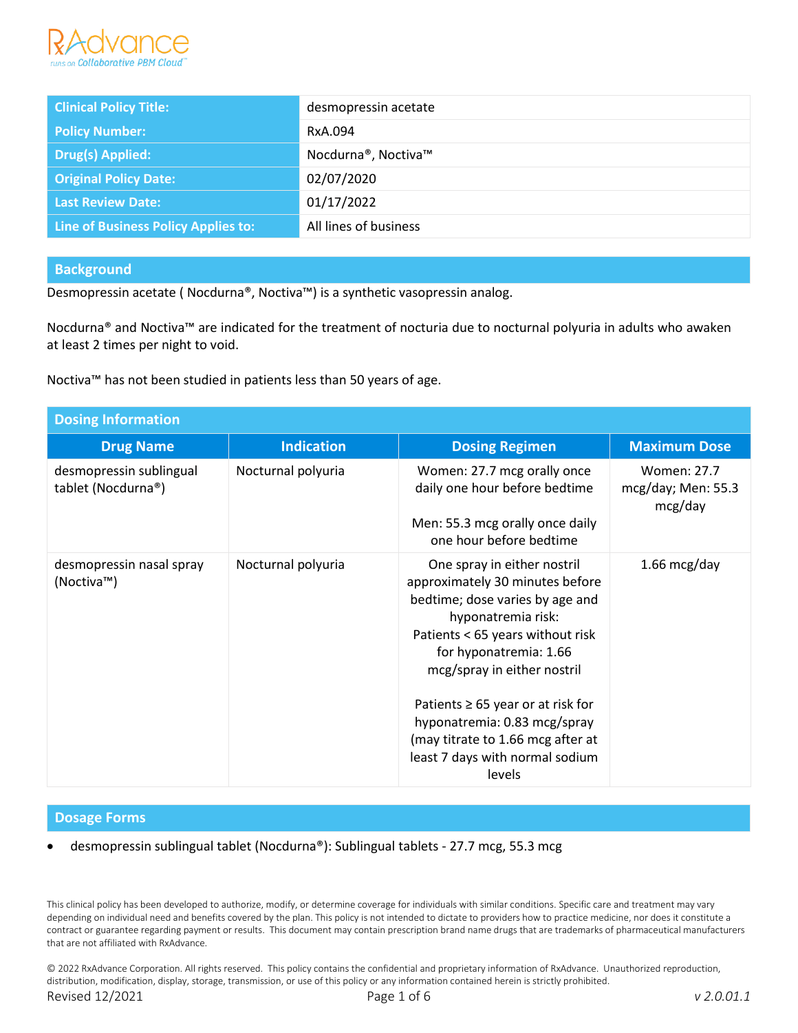| Clinical Policy Title: | desmopressin acetate |
| --- | --- |
| Policy Number: | RxA.094 |
| Drug(s) Applied: | Nocdurna®, Noctiva™ |
| Original Policy Date: | 02/07/2020 |
| Last Review Date: | 01/17/2022 |
| Line of Business Policy Applies to: | All lines of business |

## Background

Desmopressin acetate ( Nocdurna®, Noctiva™) is a synthetic vasopressin analog.

Nocdurna® and Noctiva™ are indicated for the treatment of nocturia due to nocturnal polyuria in adults who awaken at least 2 times per night to void.

Noctiva™ has not been studied in patients less than 50 years of age.

## Dosing Information

| Drug Name | Indication | Dosing Regimen | Maximum Dose |
| --- | --- | --- | --- |
| desmopressin sublingual tablet (Nocdurna®) | Nocturnal polyuria | Women: 27.7 mcg orally once daily one hour before bedtime<br><br>Men: 55.3 mcg orally once daily one hour before bedtime | Women: 27.7 mcg/day; Men: 55.3 mcg/day |
| desmopressin nasal spray (Noctiva™) | Nocturnal polyuria | One spray in either nostril approximately 30 minutes before bedtime; dose varies by age and hyponatremia risk:<br>Patients < 65 years without risk for hyponatremia: 1.66 mcg/spray in either nostril<br><br>Patients ≥ 65 year or at risk for hyponatremia: 0.83 mcg/spray (may titrate to 1.66 mcg after at least 7 days with normal sodium levels | 1.66 mcg/day |

## Dosage Forms

- desmopressin sublingual tablet (Nocdurna®): Sublingual tablets - 27.7 mcg, 55.3 mcg

This clinical policy has been developed to authorize, modify, or determine coverage for individuals with similar conditions. Specific care and treatment may vary depending on individual need and benefits covered by the plan. This policy is not intended to dictate to providers how to practice medicine, nor does it constitute a contract or guarantee regarding payment or results. This document may contain prescription brand name drugs that are trademarks of pharmaceutical manufacturers that are not affiliated with RxAdvance.

© 2022 RxAdvance Corporation. All rights reserved. This policy contains the confidential and proprietary information of RxAdvance. Unauthorized reproduction, distribution, modification, display, storage, transmission, or use of this policy or any information contained herein is strictly prohibited.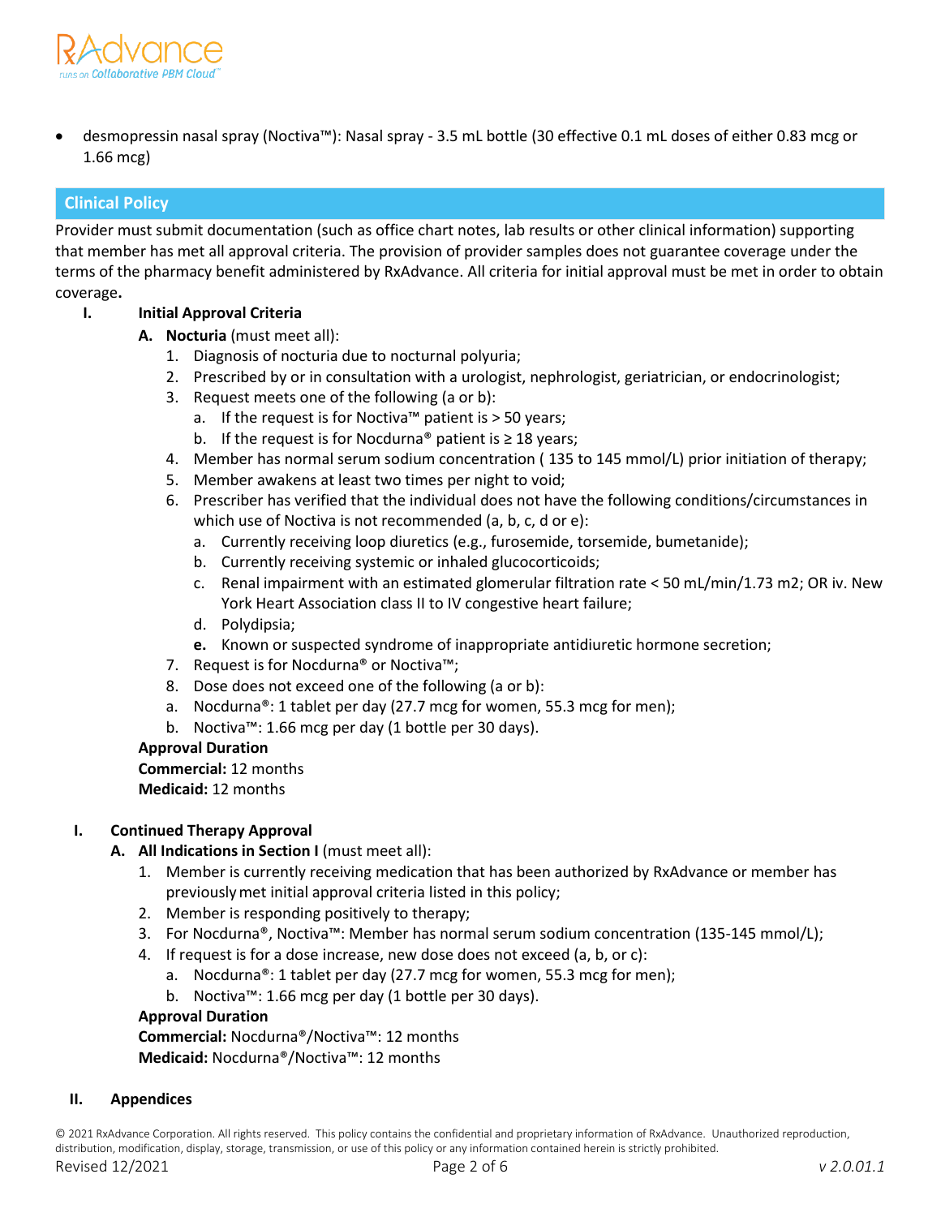- desmopressin nasal spray (Noctiva™): Nasal spray - 3.5 mL bottle (30 effective 0.1 mL doses of either 0.83 mcg or 1.66 mcg)

## Clinical Policy

Provider must submit documentation (such as office chart notes, lab results or other clinical information) supporting that member has met all approval criteria. The provision of provider samples does not guarantee coverage under the terms of the pharmacy benefit administered by RxAdvance. All criteria for initial approval must be met in order to obtain coverage**.**

**I. Initial Approval Criteria**

**A. Nocturia** (must meet all):

1. Diagnosis of nocturia due to nocturnal polyuria;
2. Prescribed by or in consultation with a urologist, nephrologist, geriatrician, or endocrinologist;
3. Request meets one of the following (a or b):
   a. If the request is for Noctiva™ patient is > 50 years;
   b. If the request is for Nocdurna® patient is ≥ 18 years;
4. Member has normal serum sodium concentration ( 135 to 145 mmol/L) prior initiation of therapy;
5. Member awakens at least two times per night to void;
6. Prescriber has verified that the individual does not have the following conditions/circumstances in which use of Noctiva is not recommended (a, b, c, d or e):
   a. Currently receiving loop diuretics (e.g., furosemide, torsemide, bumetanide);
   b. Currently receiving systemic or inhaled glucocorticoids;
   c. Renal impairment with an estimated glomerular filtration rate < 50 mL/min/1.73 m2; OR iv. New York Heart Association class II to IV congestive heart failure;
   d. Polydipsia;
   **e.** Known or suspected syndrome of inappropriate antidiuretic hormone secretion;
7. Request is for Nocdurna® or Noctiva™;
8. Dose does not exceed one of the following (a or b):
   a. Nocdurna®: 1 tablet per day (27.7 mcg for women, 55.3 mcg for men);
   b. Noctiva™: 1.66 mcg per day (1 bottle per 30 days).

**Approval Duration**
**Commercial:** 12 months
**Medicaid:** 12 months

**I. Continued Therapy Approval**

**A. All Indications in Section I** (must meet all):

1. Member is currently receiving medication that has been authorized by RxAdvance or member has previously met initial approval criteria listed in this policy;
2. Member is responding positively to therapy;
3. For Nocdurna®, Noctiva™: Member has normal serum sodium concentration (135-145 mmol/L);
4. If request is for a dose increase, new dose does not exceed (a, b, or c):
   a. Nocdurna®: 1 tablet per day (27.7 mcg for women, 55.3 mcg for men);
   b. Noctiva™: 1.66 mcg per day (1 bottle per 30 days).

**Approval Duration**
**Commercial:** Nocdurna®/Noctiva™: 12 months
**Medicaid:** Nocdurna®/Noctiva™: 12 months

**II. Appendices**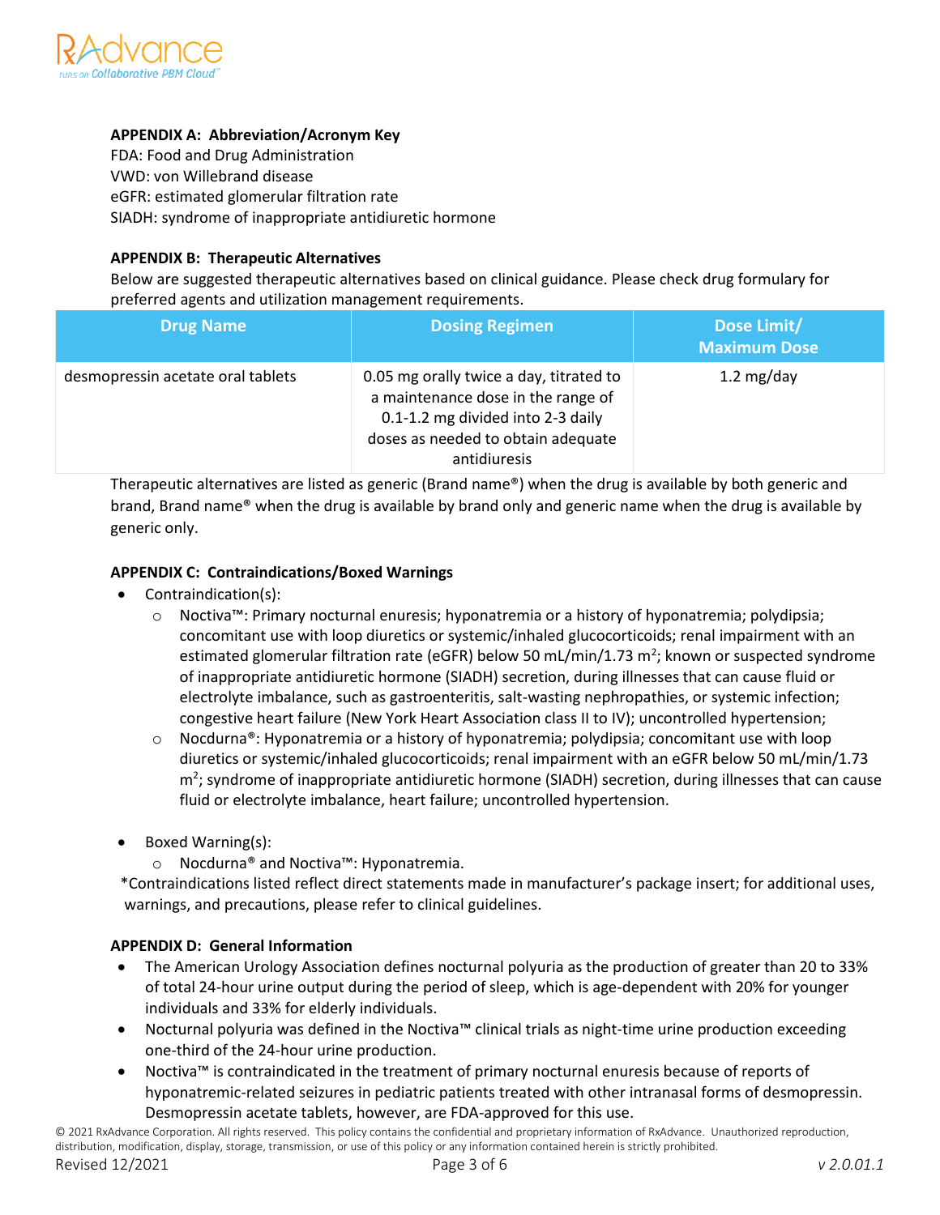**APPENDIX A: Abbreviation/Acronym Key**

FDA: Food and Drug Administration
VWD: von Willebrand disease
eGFR: estimated glomerular filtration rate
SIADH: syndrome of inappropriate antidiuretic hormone

**APPENDIX B: Therapeutic Alternatives**

Below are suggested therapeutic alternatives based on clinical guidance. Please check drug formulary for preferred agents and utilization management requirements.

| Drug Name | Dosing Regimen | Dose Limit/ Maximum Dose |
|---|---|---|
| desmopressin acetate oral tablets | 0.05 mg orally twice a day, titrated to a maintenance dose in the range of 0.1-1.2 mg divided into 2-3 daily doses as needed to obtain adequate antidiuresis | 1.2 mg/day |

Therapeutic alternatives are listed as generic (Brand name®) when the drug is available by both generic and brand, Brand name® when the drug is available by brand only and generic name when the drug is available by generic only.

**APPENDIX C: Contraindications/Boxed Warnings**

- Contraindication(s):
  - Noctiva™: Primary nocturnal enuresis; hyponatremia or a history of hyponatremia; polydipsia; concomitant use with loop diuretics or systemic/inhaled glucocorticoids; renal impairment with an estimated glomerular filtration rate (eGFR) below 50 mL/min/1.73 $m^2$; known or suspected syndrome of inappropriate antidiuretic hormone (SIADH) secretion, during illnesses that can cause fluid or electrolyte imbalance, such as gastroenteritis, salt-wasting nephropathies, or systemic infection; congestive heart failure (New York Heart Association class II to IV); uncontrolled hypertension;
  - Nocdurna®: Hyponatremia or a history of hyponatremia; polydipsia; concomitant use with loop diuretics or systemic/inhaled glucocorticoids; renal impairment with an eGFR below 50 mL/min/1.73 $m^2$; syndrome of inappropriate antidiuretic hormone (SIADH) secretion, during illnesses that can cause fluid or electrolyte imbalance, heart failure; uncontrolled hypertension.

- Boxed Warning(s):
  - Nocdurna® and Noctiva™: Hyponatremia.

*Contraindications listed reflect direct statements made in manufacturer's package insert; for additional uses, warnings, and precautions, please refer to clinical guidelines.

**APPENDIX D: General Information**

- The American Urology Association defines nocturnal polyuria as the production of greater than 20 to 33% of total 24-hour urine output during the period of sleep, which is age-dependent with 20% for younger individuals and 33% for elderly individuals.
- Nocturnal polyuria was defined in the Noctiva™ clinical trials as night-time urine production exceeding one-third of the 24-hour urine production.
- Noctiva™ is contraindicated in the treatment of primary nocturnal enuresis because of reports of hyponatremic-related seizures in pediatric patients treated with other intranasal forms of desmopressin. Desmopressin acetate tablets, however, are FDA-approved for this use.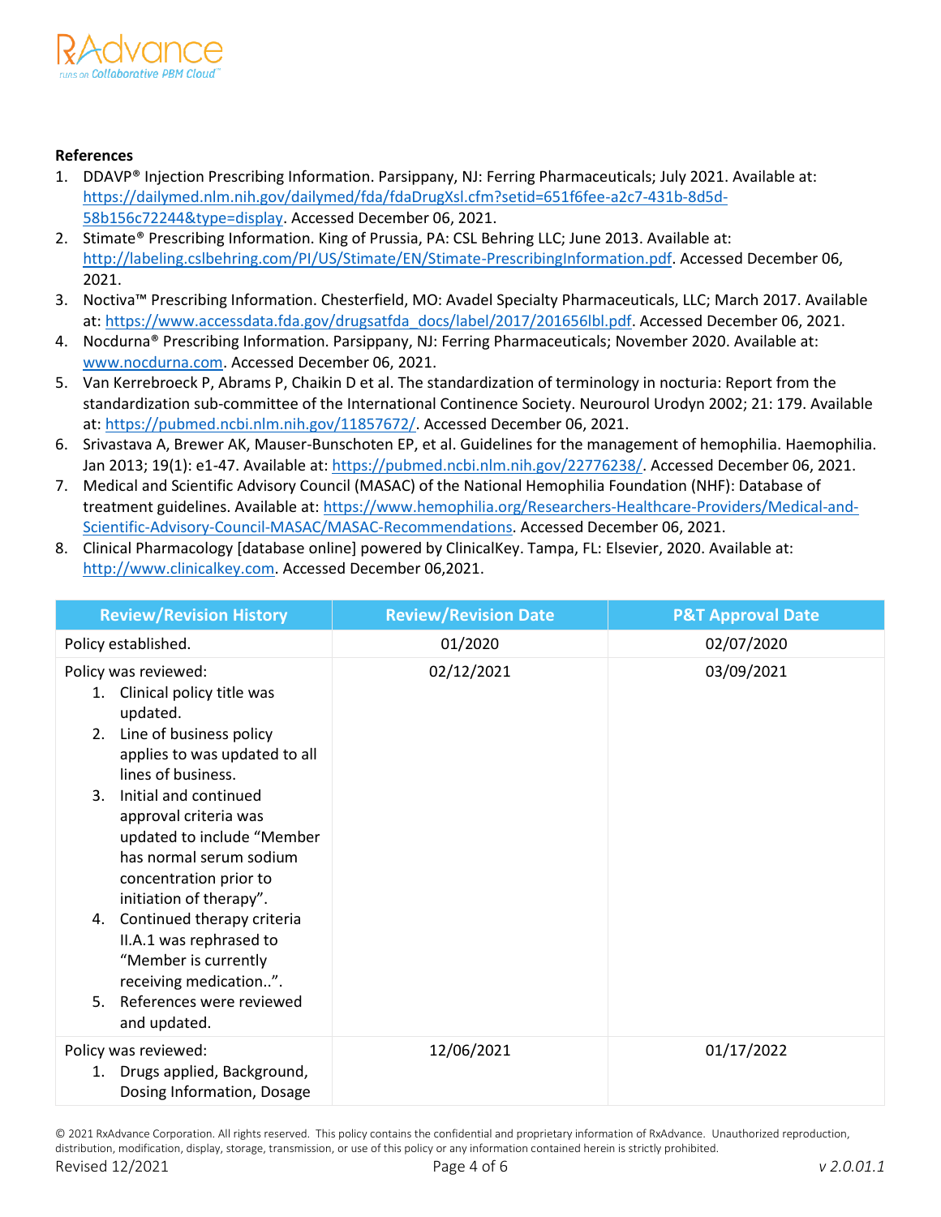**References**

1. DDAVP® Injection Prescribing Information. Parsippany, NJ: Ferring Pharmaceuticals; July 2021. Available at: https://dailymed.nlm.nih.gov/dailymed/fda/fdaDrugXsl.cfm?setid=651f6fee-a2c7-431b-8d5d-58b156c72244&type=display. Accessed December 06, 2021.
2. Stimate® Prescribing Information. King of Prussia, PA: CSL Behring LLC; June 2013. Available at: http://labeling.cslbehring.com/PI/US/Stimate/EN/Stimate-PrescribingInformation.pdf. Accessed December 06, 2021.
3. Noctiva™ Prescribing Information. Chesterfield, MO: Avadel Specialty Pharmaceuticals, LLC; March 2017. Available at: https://www.accessdata.fda.gov/drugsatfda_docs/label/2017/201656lbl.pdf. Accessed December 06, 2021.
4. Nocdurna® Prescribing Information. Parsippany, NJ: Ferring Pharmaceuticals; November 2020. Available at: www.nocdurna.com. Accessed December 06, 2021.
5. Van Kerrebroeck P, Abrams P, Chaikin D et al. The standardization of terminology in nocturia: Report from the standardization sub-committee of the International Continence Society. Neurourol Urodyn 2002; 21: 179. Available at: https://pubmed.ncbi.nlm.nih.gov/11857672/. Accessed December 06, 2021.
6. Srivastava A, Brewer AK, Mauser-Bunschoten EP, et al. Guidelines for the management of hemophilia. Haemophilia. Jan 2013; 19(1): e1-47. Available at: https://pubmed.ncbi.nlm.nih.gov/22776238/. Accessed December 06, 2021.
7. Medical and Scientific Advisory Council (MASAC) of the National Hemophilia Foundation (NHF): Database of treatment guidelines. Available at: https://www.hemophilia.org/Researchers-Healthcare-Providers/Medical-and-Scientific-Advisory-Council-MASAC/MASAC-Recommendations. Accessed December 06, 2021.
8. Clinical Pharmacology [database online] powered by ClinicalKey. Tampa, FL: Elsevier, 2020. Available at: http://www.clinicalkey.com. Accessed December 06,2021.

| Review/Revision History | Review/Revision Date | P&T Approval Date |
|---|---|---|
| Policy established. | 01/2020 | 02/07/2020 |
| Policy was reviewed:<br>1. Clinical policy title was updated.<br>2. Line of business policy applies to was updated to all lines of business.<br>3. Initial and continued approval criteria was updated to include "Member has normal serum sodium concentration prior to initiation of therapy".<br>4. Continued therapy criteria II.A.1 was rephrased to "Member is currently receiving medication..".<br>5. References were reviewed and updated. | 02/12/2021 | 03/09/2021 |
| Policy was reviewed:<br>1. Drugs applied, Background, Dosing Information, Dosage | 12/06/2021 | 01/17/2022 |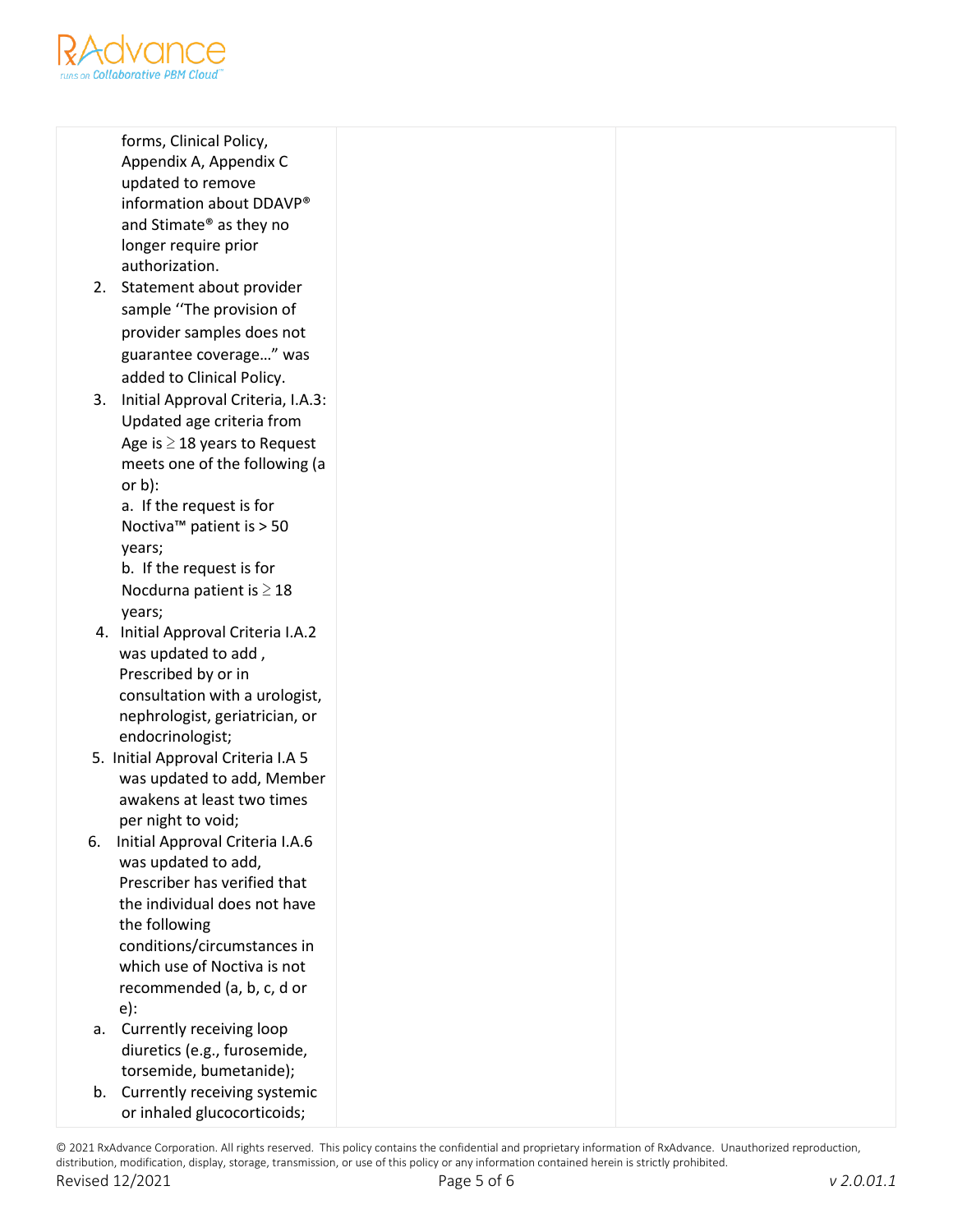| | | |
|---|---|---|
| forms, Clinical Policy, Appendix A, Appendix C updated to remove information about DDAVP® and Stimate® as they no longer require prior authorization.<br>2. Statement about provider sample ''The provision of provider samples does not guarantee coverage…" was added to Clinical Policy.<br>3. Initial Approval Criteria, I.A.3: Updated age criteria from Age is ≥ 18 years to Request meets one of the following (a or b):<br>a. If the request is for Noctiva™ patient is > 50 years;<br>b. If the request is for Nocdurna patient is ≥ 18 years;<br>4. Initial Approval Criteria I.A.2 was updated to add , Prescribed by or in consultation with a urologist, nephrologist, geriatrician, or endocrinologist;<br>5. Initial Approval Criteria I.A 5 was updated to add, Member awakens at least two times per night to void;<br>6. Initial Approval Criteria I.A.6 was updated to add, Prescriber has verified that the individual does not have the following conditions/circumstances in which use of Noctiva is not recommended (a, b, c, d or e):<br>a. Currently receiving loop diuretics (e.g., furosemide, torsemide, bumetanide);<br>b. Currently receiving systemic or inhaled glucocorticoids; | | |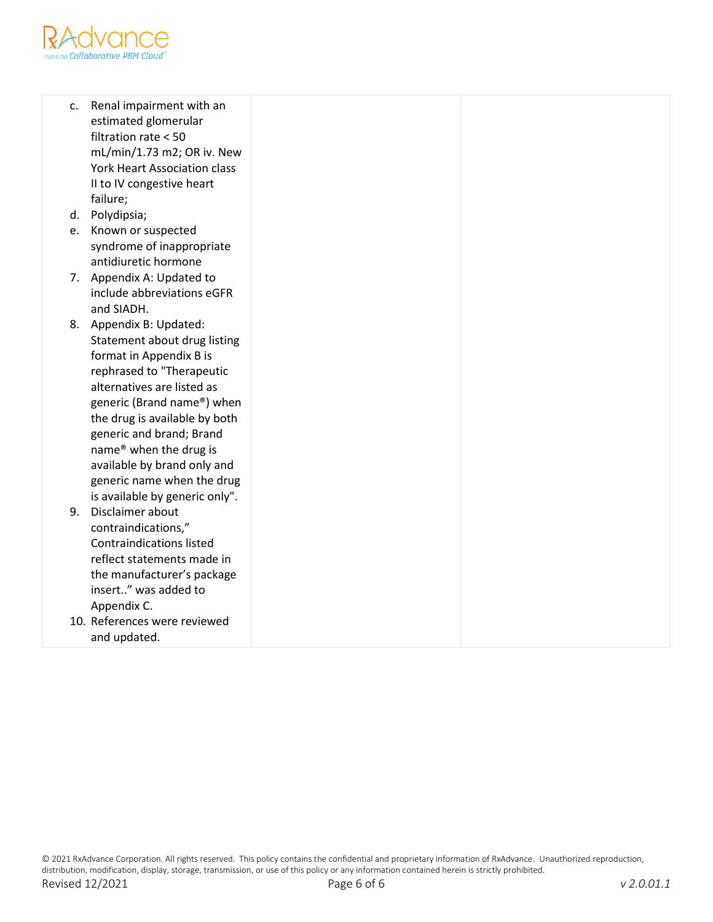| | | |
|---|---|---|
| c. Renal impairment with an estimated glomerular filtration rate < 50 mL/min/1.73 m2; OR iv. New York Heart Association class II to IV congestive heart failure;<br>d. Polydipsia;<br>e. Known or suspected syndrome of inappropriate antidiuretic hormone<br>7. Appendix A: Updated to include abbreviations eGFR and SIADH.<br>8. Appendix B: Updated: Statement about drug listing format in Appendix B is rephrased to "Therapeutic alternatives are listed as generic (Brand name®) when the drug is available by both generic and brand; Brand name® when the drug is available by brand only and generic name when the drug is available by generic only".<br>9. Disclaimer about contraindications," Contraindications listed reflect statements made in the manufacturer's package insert.." was added to Appendix C.<br>10. References were reviewed and updated. | | |

© 2021 RxAdvance Corporation. All rights reserved. This policy contains the confidential and proprietary information of RxAdvance. Unauthorized reproduction, distribution, modification, display, storage, transmission, or use of this policy or any information contained herein is strictly prohibited.

Revised 12/2021

*v 2.0.01.1*